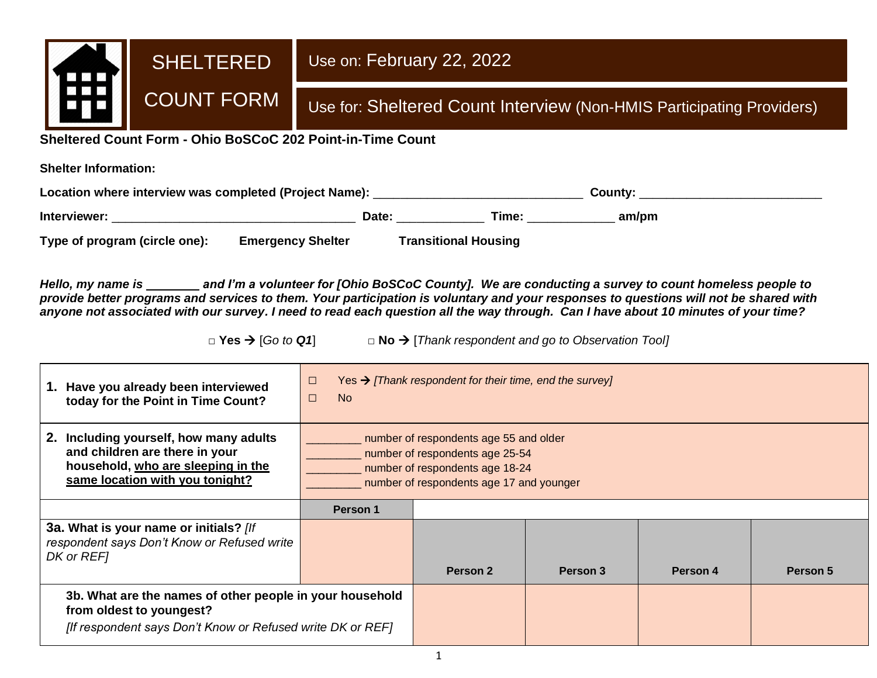# SHELTERED COUNT FORM

Use on: February 22, 2022

Use for: Sheltered Count Interview (Non-HMIS Participating Providers)

**Sheltered Count Form - Ohio BoSCoC 202 Point-in-Time Count**

**Shelter Information:**

**Location where interview was completed (Project Name):** _______________________________ **County:** ___________________________

**Interviewer:** ____________________________________ **Date:** _____________ **Time:** _____________ **am/pm**

**Type of program (circle one):** **Emergency Shelter** **Transitional Housing**

***Hello, my name is ________ and I'm a volunteer for [Ohio BoSCoC County]. We are conducting a survey to count homeless people to provide better programs and services to them. Your participation is voluntary and your responses to questions will not be shared with anyone not associated with our survey. I need to read each question all the way through. Can I have about 10 minutes of your time?***

□ **Yes** → [*Go to **Q1***] □ **No** → [*Thank respondent and go to Observation Tool]*

| **1. Have you already been interviewed today for the Point in Time Count?** | □ Yes → *[Thank respondent for their time, end the survey]*<br>□ No | | | |
|---|---|---|---|---|
| **2. Including yourself, how many adults and children are there in your household, <u>who are sleeping in the same location with you tonight?</u>** | _________ number of respondents age 55 and older<br>_________ number of respondents age 25-54<br>_________ number of respondents age 18-24<br>_________ number of respondents age 17 and younger | | | |
| | **Person 1** | | | |
| **3a. What is your name or initials?** *[If respondent says Don't Know or Refused write DK or REF]* | | **Person 2** | **Person 3** | **Person 4** | **Person 5** |
| **3b. What are the names of other people in your household from oldest to youngest?** *[If respondent says Don't Know or Refused write DK or REF]* | | | | | |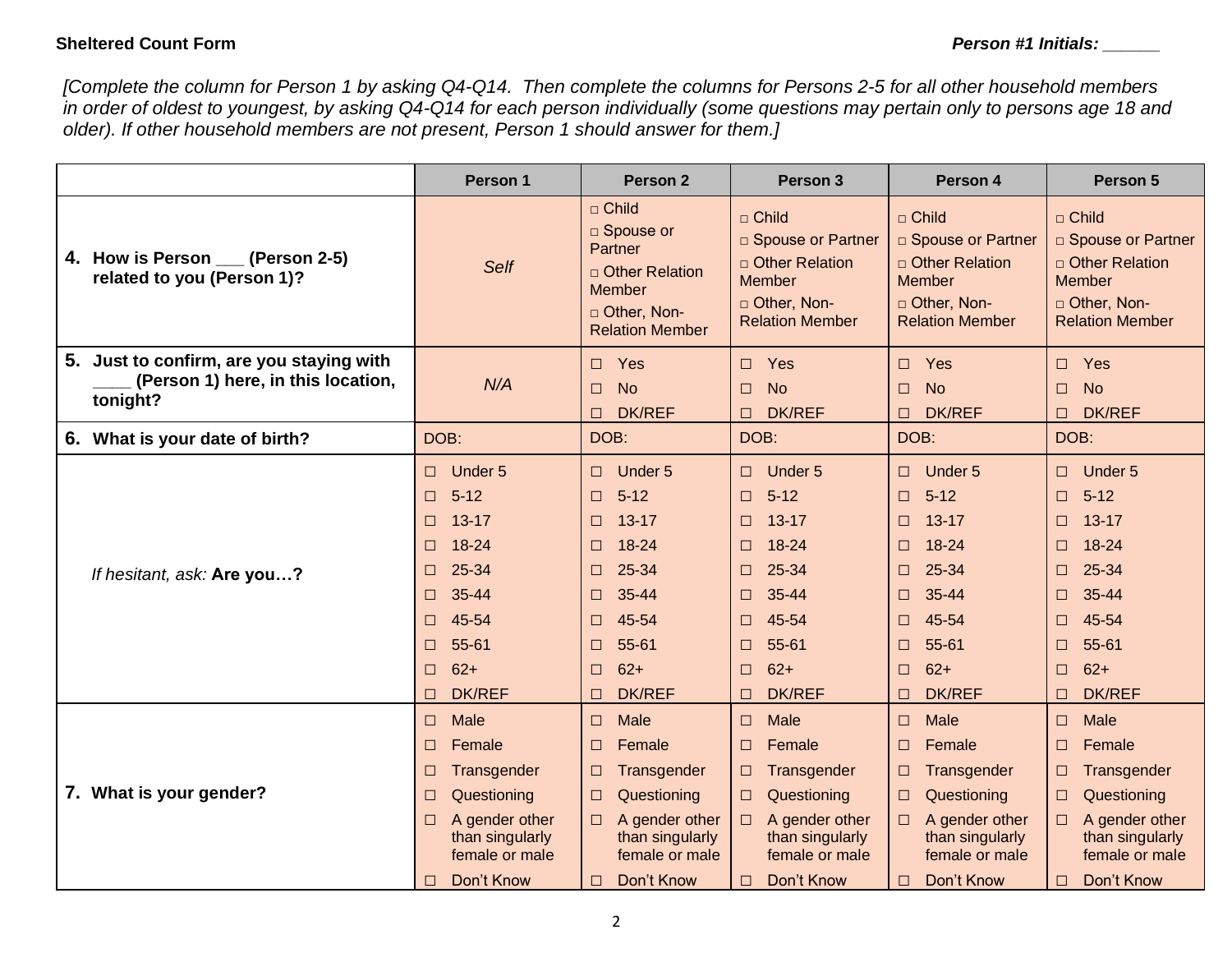**Sheltered Count Form** *Person #1 Initials: ______*

*[Complete the column for Person 1 by asking Q4-Q14. Then complete the columns for Persons 2-5 for all other household members in order of oldest to youngest, by asking Q4-Q14 for each person individually (some questions may pertain only to persons age 18 and older). If other household members are not present, Person 1 should answer for them.]*

| | Person 1 | Person 2 | Person 3 | Person 4 | Person 5 |
|---|---|---|---|---|---|
| **4. How is Person ___ (Person 2-5) related to you (Person 1)?** | *Self* | □ Child<br>□ Spouse or Partner<br>□ Other Relation Member<br>□ Other, Non-Relation Member | □ Child<br>□ Spouse or Partner<br>□ Other Relation Member<br>□ Other, Non-Relation Member | □ Child<br>□ Spouse or Partner<br>□ Other Relation Member<br>□ Other, Non-Relation Member | □ Child<br>□ Spouse or Partner<br>□ Other Relation Member<br>□ Other, Non-Relation Member |
| **5. Just to confirm, are you staying with ____ (Person 1) here, in this location, tonight?** | *N/A* | □ Yes<br>□ No<br>□ DK/REF | □ Yes<br>□ No<br>□ DK/REF | □ Yes<br>□ No<br>□ DK/REF | □ Yes<br>□ No<br>□ DK/REF |
| **6. What is your date of birth?** | DOB: | DOB: | DOB: | DOB: | DOB: |
| *If hesitant, ask:* **Are you…?** | □ Under 5<br>□ 5-12<br>□ 13-17<br>□ 18-24<br>□ 25-34<br>□ 35-44<br>□ 45-54<br>□ 55-61<br>□ 62+<br>□ DK/REF | □ Under 5<br>□ 5-12<br>□ 13-17<br>□ 18-24<br>□ 25-34<br>□ 35-44<br>□ 45-54<br>□ 55-61<br>□ 62+<br>□ DK/REF | □ Under 5<br>□ 5-12<br>□ 13-17<br>□ 18-24<br>□ 25-34<br>□ 35-44<br>□ 45-54<br>□ 55-61<br>□ 62+<br>□ DK/REF | □ Under 5<br>□ 5-12<br>□ 13-17<br>□ 18-24<br>□ 25-34<br>□ 35-44<br>□ 45-54<br>□ 55-61<br>□ 62+<br>□ DK/REF | □ Under 5<br>□ 5-12<br>□ 13-17<br>□ 18-24<br>□ 25-34<br>□ 35-44<br>□ 45-54<br>□ 55-61<br>□ 62+<br>□ DK/REF |
| **7. What is your gender?** | □ Male<br>□ Female<br>□ Transgender<br>□ Questioning<br>□ A gender other than singularly female or male<br>□ Don't Know | □ Male<br>□ Female<br>□ Transgender<br>□ Questioning<br>□ A gender other than singularly female or male<br>□ Don't Know | □ Male<br>□ Female<br>□ Transgender<br>□ Questioning<br>□ A gender other than singularly female or male<br>□ Don't Know | □ Male<br>□ Female<br>□ Transgender<br>□ Questioning<br>□ A gender other than singularly female or male<br>□ Don't Know | □ Male<br>□ Female<br>□ Transgender<br>□ Questioning<br>□ A gender other than singularly female or male<br>□ Don't Know |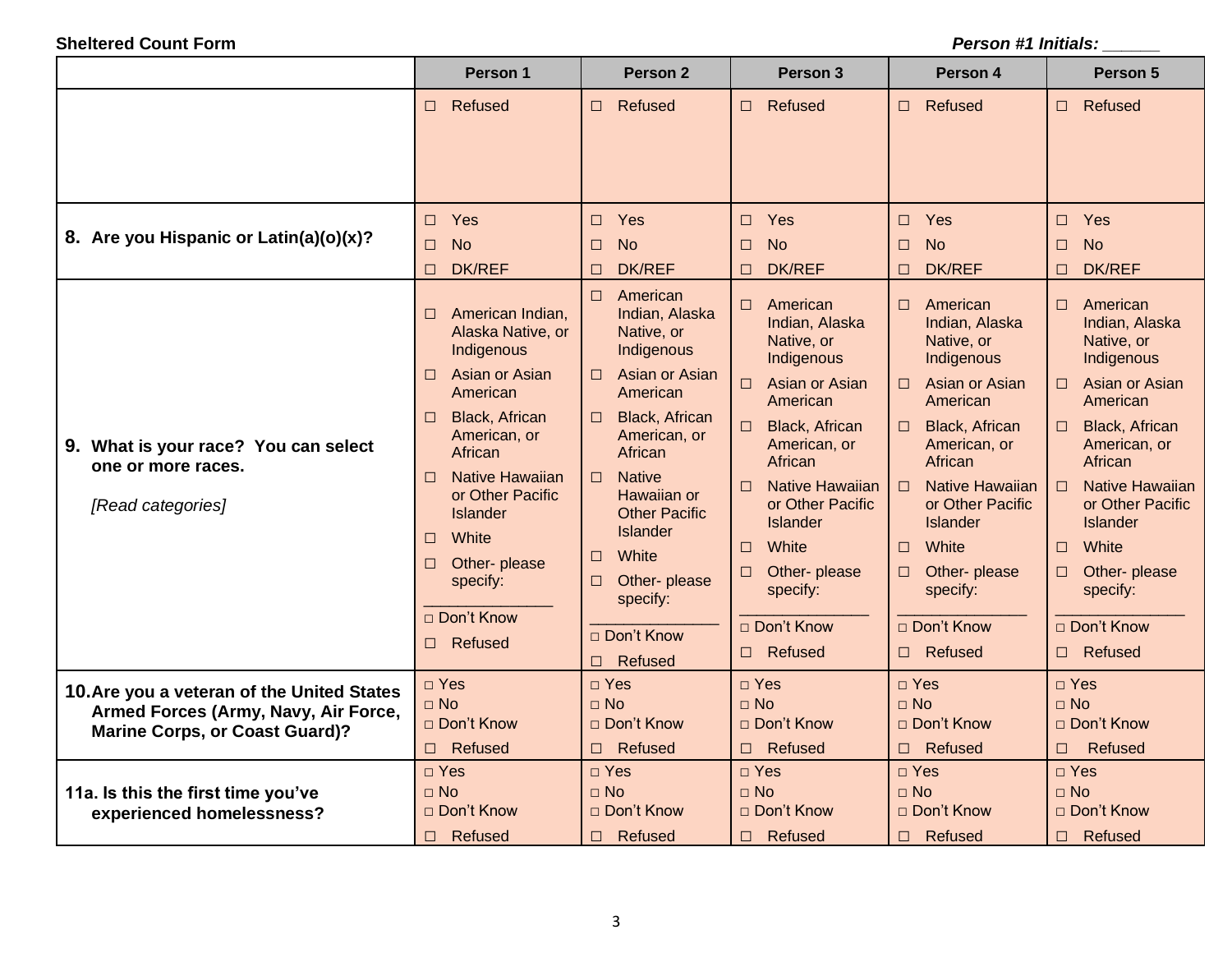**Sheltered Count Form** *Person #1 Initials: ______*

| | Person 1 | Person 2 | Person 3 | Person 4 | Person 5 |
|---|---|---|---|---|---|
| | ☐ Refused | ☐ Refused | ☐ Refused | ☐ Refused | ☐ Refused |
| **8. Are you Hispanic or Latin(a)(o)(x)?** | ☐ Yes<br>☐ No<br>☐ DK/REF | ☐ Yes<br>☐ No<br>☐ DK/REF | ☐ Yes<br>☐ No<br>☐ DK/REF | ☐ Yes<br>☐ No<br>☐ DK/REF | ☐ Yes<br>☐ No<br>☐ DK/REF |
| **9. What is your race? You can select one or more races.**<br><br>*[Read categories]* | ☐ American Indian, Alaska Native, or Indigenous<br>☐ Asian or Asian American<br>☐ Black, African American, or African<br>☐ Native Hawaiian or Other Pacific Islander<br>☐ White<br>☐ Other- please specify: ______________<br>□ Don't Know<br>☐ Refused | ☐ American Indian, Alaska Native, or Indigenous<br>☐ Asian or Asian American<br>☐ Black, African American, or African<br>☐ Native Hawaiian or Other Pacific Islander<br>☐ White<br>☐ Other- please specify: ______________<br>□ Don't Know<br>☐ Refused | ☐ American Indian, Alaska Native, or Indigenous<br>☐ Asian or Asian American<br>☐ Black, African American, or African<br>☐ Native Hawaiian or Other Pacific Islander<br>☐ White<br>☐ Other- please specify: ______________<br>□ Don't Know<br>☐ Refused | ☐ American Indian, Alaska Native, or Indigenous<br>☐ Asian or Asian American<br>☐ Black, African American, or African<br>☐ Native Hawaiian or Other Pacific Islander<br>☐ White<br>☐ Other- please specify: ______________<br>□ Don't Know<br>☐ Refused | ☐ American Indian, Alaska Native, or Indigenous<br>☐ Asian or Asian American<br>☐ Black, African American, or African<br>☐ Native Hawaiian or Other Pacific Islander<br>☐ White<br>☐ Other- please specify: ______________<br>□ Don't Know<br>☐ Refused |
| **10. Are you a veteran of the United States Armed Forces (Army, Navy, Air Force, Marine Corps, or Coast Guard)?** | □ Yes<br>□ No<br>□ Don't Know<br>☐ Refused | □ Yes<br>□ No<br>□ Don't Know<br>☐ Refused | □ Yes<br>□ No<br>□ Don't Know<br>☐ Refused | □ Yes<br>□ No<br>□ Don't Know<br>☐ Refused | □ Yes<br>□ No<br>□ Don't Know<br>☐ Refused |
| **11a. Is this the first time you've experienced homelessness?** | □ Yes<br>□ No<br>□ Don't Know<br>☐ Refused | □ Yes<br>□ No<br>□ Don't Know<br>☐ Refused | □ Yes<br>□ No<br>□ Don't Know<br>☐ Refused | □ Yes<br>□ No<br>□ Don't Know<br>☐ Refused | □ Yes<br>□ No<br>□ Don't Know<br>☐ Refused |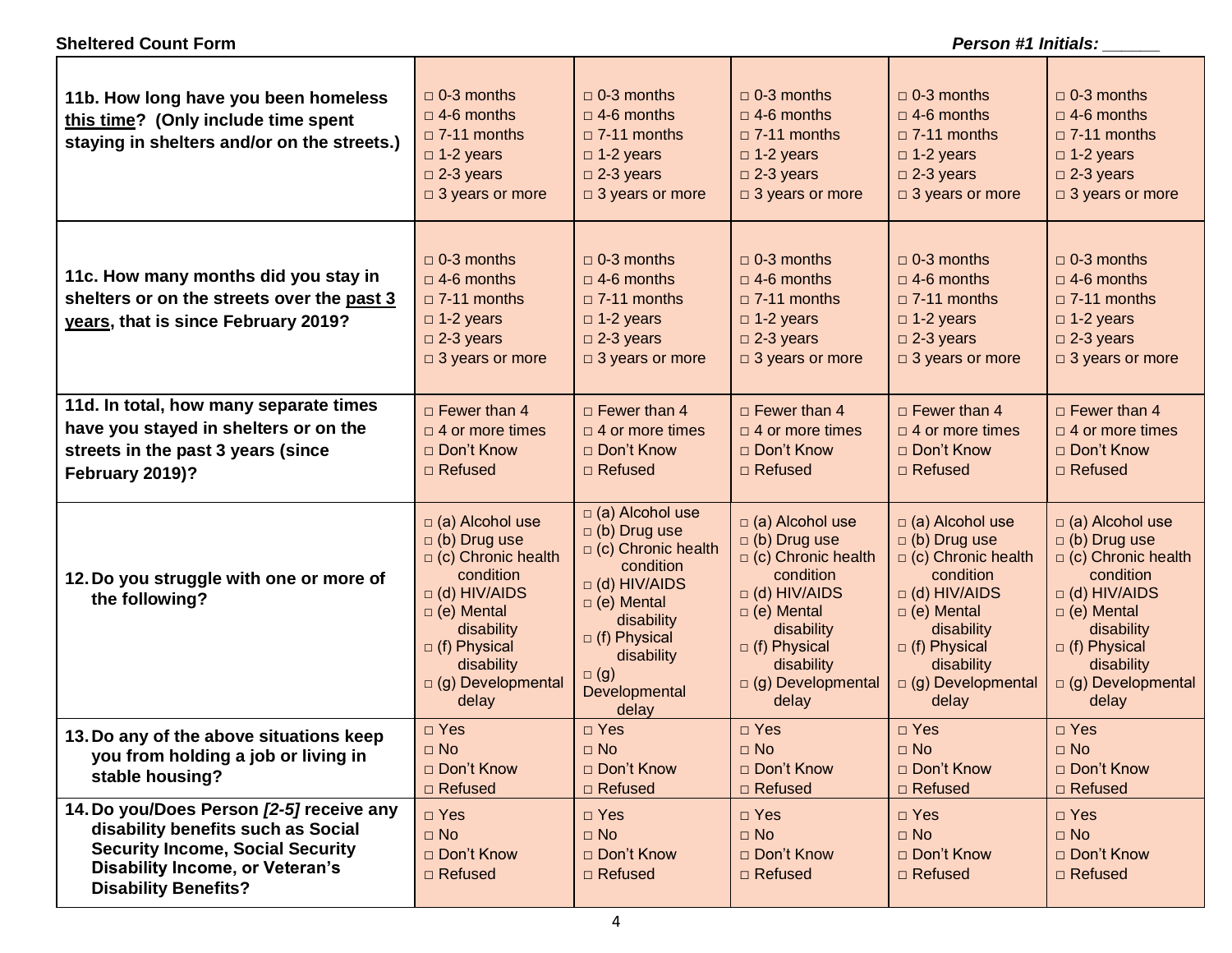**Sheltered Count Form** ***Person #1 Initials: ______***

| | | | | | |
|---|---|---|---|---|---|
| **11b. How long have you been homeless <u>this time</u>? (Only include time spent staying in shelters and/or on the streets.)** | □ 0-3 months<br>□ 4-6 months<br>□ 7-11 months<br>□ 1-2 years<br>□ 2-3 years<br>□ 3 years or more | □ 0-3 months<br>□ 4-6 months<br>□ 7-11 months<br>□ 1-2 years<br>□ 2-3 years<br>□ 3 years or more | □ 0-3 months<br>□ 4-6 months<br>□ 7-11 months<br>□ 1-2 years<br>□ 2-3 years<br>□ 3 years or more | □ 0-3 months<br>□ 4-6 months<br>□ 7-11 months<br>□ 1-2 years<br>□ 2-3 years<br>□ 3 years or more | □ 0-3 months<br>□ 4-6 months<br>□ 7-11 months<br>□ 1-2 years<br>□ 2-3 years<br>□ 3 years or more |
| **11c. How many months did you stay in shelters or on the streets over the <u>past 3 years</u>, that is since February 2019?** | □ 0-3 months<br>□ 4-6 months<br>□ 7-11 months<br>□ 1-2 years<br>□ 2-3 years<br>□ 3 years or more | □ 0-3 months<br>□ 4-6 months<br>□ 7-11 months<br>□ 1-2 years<br>□ 2-3 years<br>□ 3 years or more | □ 0-3 months<br>□ 4-6 months<br>□ 7-11 months<br>□ 1-2 years<br>□ 2-3 years<br>□ 3 years or more | □ 0-3 months<br>□ 4-6 months<br>□ 7-11 months<br>□ 1-2 years<br>□ 2-3 years<br>□ 3 years or more | □ 0-3 months<br>□ 4-6 months<br>□ 7-11 months<br>□ 1-2 years<br>□ 2-3 years<br>□ 3 years or more |
| **11d. In total, how many separate times have you stayed in shelters or on the streets in the past 3 years (since February 2019)?** | □ Fewer than 4<br>□ 4 or more times<br>□ Don't Know<br>□ Refused | □ Fewer than 4<br>□ 4 or more times<br>□ Don't Know<br>□ Refused | □ Fewer than 4<br>□ 4 or more times<br>□ Don't Know<br>□ Refused | □ Fewer than 4<br>□ 4 or more times<br>□ Don't Know<br>□ Refused | □ Fewer than 4<br>□ 4 or more times<br>□ Don't Know<br>□ Refused |
| **12. Do you struggle with one or more of the following?** | □ (a) Alcohol use<br>□ (b) Drug use<br>□ (c) Chronic health condition<br>□ (d) HIV/AIDS<br>□ (e) Mental disability<br>□ (f) Physical disability<br>□ (g) Developmental delay | □ (a) Alcohol use<br>□ (b) Drug use<br>□ (c) Chronic health condition<br>□ (d) HIV/AIDS<br>□ (e) Mental disability<br>□ (f) Physical disability<br>□ (g) Developmental delay | □ (a) Alcohol use<br>□ (b) Drug use<br>□ (c) Chronic health condition<br>□ (d) HIV/AIDS<br>□ (e) Mental disability<br>□ (f) Physical disability<br>□ (g) Developmental delay | □ (a) Alcohol use<br>□ (b) Drug use<br>□ (c) Chronic health condition<br>□ (d) HIV/AIDS<br>□ (e) Mental disability<br>□ (f) Physical disability<br>□ (g) Developmental delay | □ (a) Alcohol use<br>□ (b) Drug use<br>□ (c) Chronic health condition<br>□ (d) HIV/AIDS<br>□ (e) Mental disability<br>□ (f) Physical disability<br>□ (g) Developmental delay |
| **13. Do any of the above situations keep you from holding a job or living in stable housing?** | □ Yes<br>□ No<br>□ Don't Know<br>□ Refused | □ Yes<br>□ No<br>□ Don't Know<br>□ Refused | □ Yes<br>□ No<br>□ Don't Know<br>□ Refused | □ Yes<br>□ No<br>□ Don't Know<br>□ Refused | □ Yes<br>□ No<br>□ Don't Know<br>□ Refused |
| **14. Do you/Does Person *[2-5]* receive any disability benefits such as Social Security Income, Social Security Disability Income, or Veteran's Disability Benefits?** | □ Yes<br>□ No<br>□ Don't Know<br>□ Refused | □ Yes<br>□ No<br>□ Don't Know<br>□ Refused | □ Yes<br>□ No<br>□ Don't Know<br>□ Refused | □ Yes<br>□ No<br>□ Don't Know<br>□ Refused | □ Yes<br>□ No<br>□ Don't Know<br>□ Refused |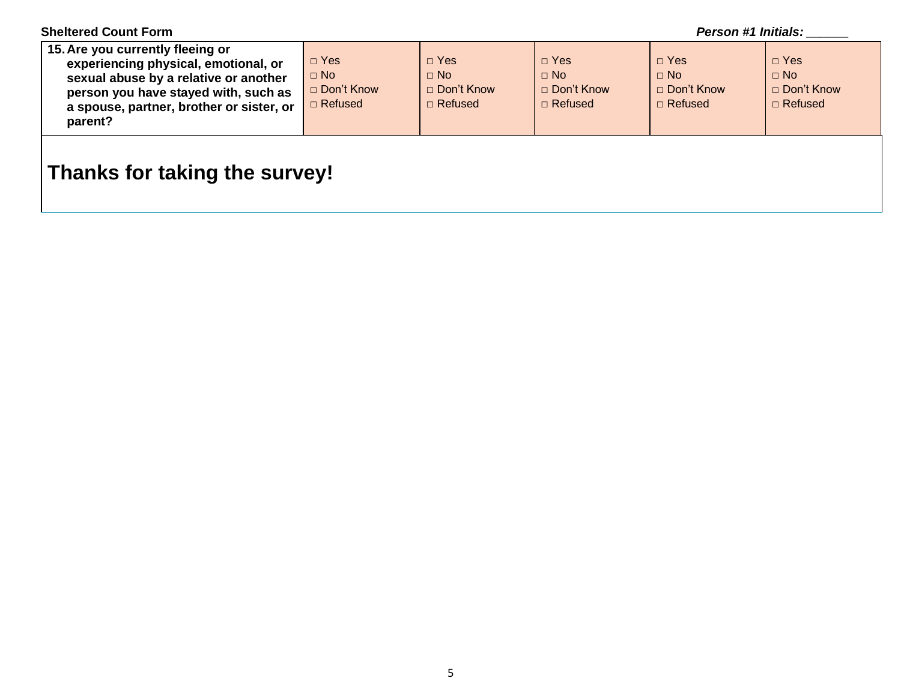| | | | | | |
|---|---|---|---|---|---|
| **15. Are you currently fleeing or experiencing physical, emotional, or sexual abuse by a relative or another person you have stayed with, such as a spouse, partner, brother or sister, or parent?** | □ Yes<br>□ No<br>□ Don't Know<br>□ Refused | □ Yes<br>□ No<br>□ Don't Know<br>□ Refused | □ Yes<br>□ No<br>□ Don't Know<br>□ Refused | □ Yes<br>□ No<br>□ Don't Know<br>□ Refused | □ Yes<br>□ No<br>□ Don't Know<br>□ Refused |

# Thanks for taking the survey!